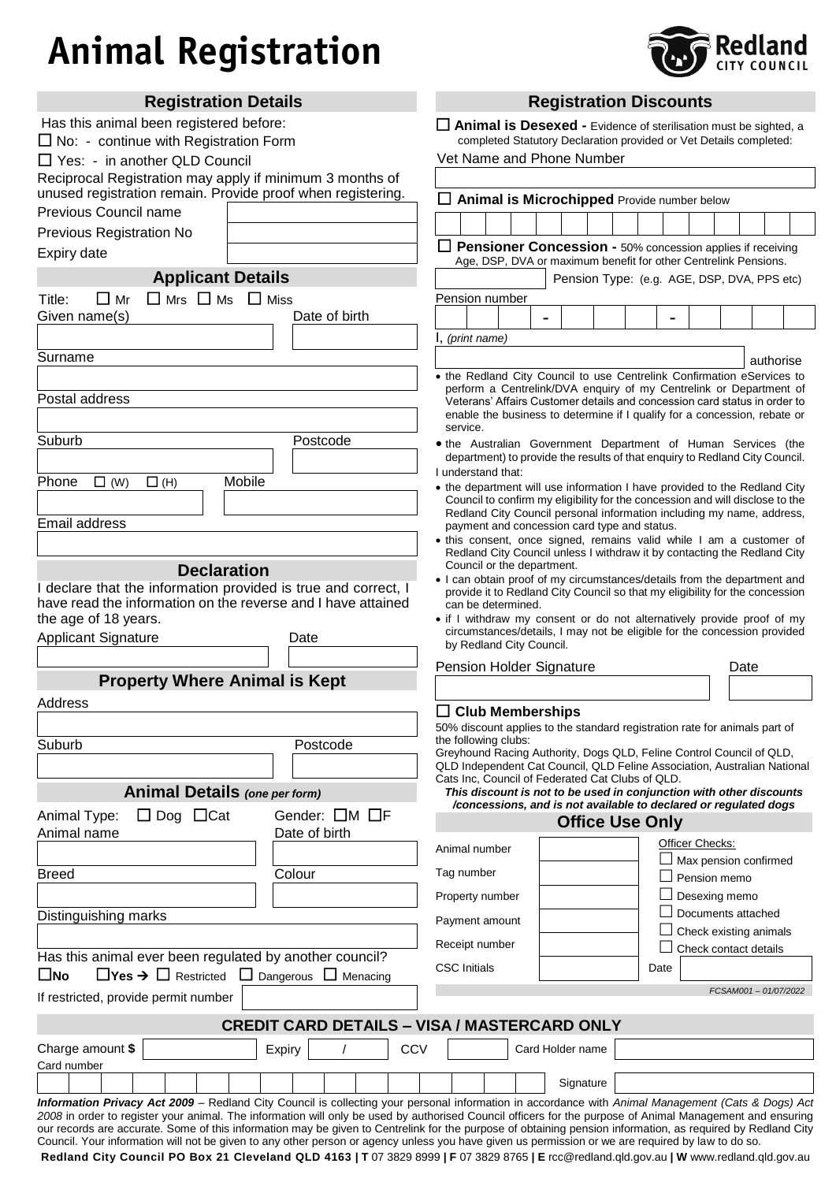# Animal Registration

Redland CITY COUNCIL

## Registration Details

Has this animal been registered before:

☐ No: - continue with Registration Form

☐ Yes: - in another QLD Council

Reciprocal Registration may apply if minimum 3 months of unused registration remain. Provide proof when registering.

| | |
|---|---|
| Previous Council name | |
| Previous Registration No | |
| Expiry date | |

## Applicant Details

Title: ☐ Mr ☐ Mrs ☐ Ms ☐ Miss

Given name(s) | Date of birth

Surname

Postal address

Suburb | Postcode

Phone ☐ (W) ☐ (H) | Mobile

Email address

## Declaration

I declare that the information provided is true and correct, I have read the information on the reverse and I have attained the age of 18 years.

Applicant Signature | Date

## Property Where Animal is Kept

Address

Suburb | Postcode

## Animal Details *(one per form)*

Animal Type: ☐ Dog ☐ Cat | Gender: ☐ M ☐ F

Animal name | Date of birth

Breed | Colour

Distinguishing marks

Has this animal ever been regulated by another council?

☐ **No** ☐ **Yes** → ☐ Restricted ☐ Dangerous ☐ Menacing

If restricted, provide permit number

## Registration Discounts

☐ **Animal is Desexed -** Evidence of sterilisation must be sighted, a completed Statutory Declaration provided or Vet Details completed:

Vet Name and Phone Number

☐ **Animal is Microchipped** Provide number below

☐ **Pensioner Concession -** 50% concession applies if receiving Age, DSP, DVA or maximum benefit for other Centrelink Pensions.

Pension Type: (e.g. AGE, DSP, DVA, PPS etc)

Pension number

I, *(print name)* authorise

- the Redland City Council to use Centrelink Confirmation eServices to perform a Centrelink/DVA enquiry of my Centrelink or Department of Veterans' Affairs Customer details and concession card status in order to enable the business to determine if I qualify for a concession, rebate or service.
- the Australian Government Department of Human Services (the department) to provide the results of that enquiry to Redland City Council.

I understand that:

- the department will use information I have provided to the Redland City Council to confirm my eligibility for the concession and will disclose to the Redland City Council personal information including my name, address, payment and concession card type and status.
- this consent, once signed, remains valid while I am a customer of Redland City Council unless I withdraw it by contacting the Redland City Council or the department.
- I can obtain proof of my circumstances/details from the department and provide it to Redland City Council so that my eligibility for the concession can be determined.
- if I withdraw my consent or do not alternatively provide proof of my circumstances/details, I may not be eligible for the concession provided by Redland City Council.

Pension Holder Signature | Date

☐ **Club Memberships**

50% discount applies to the standard registration rate for animals part of the following clubs:

Greyhound Racing Authority, Dogs QLD, Feline Control Council of QLD, QLD Independent Cat Council, QLD Feline Association, Australian National Cats Inc, Council of Federated Cat Clubs of QLD.

***This discount is not to be used in conjunction with other discounts /concessions, and is not available to declared or regulated dogs***

## Office Use Only

| | | Officer Checks: |
|---|---|---|
| Animal number | | ☐ Max pension confirmed |
| Tag number | | ☐ Pension memo |
| Property number | | ☐ Desexing memo |
| Payment amount | | ☐ Documents attached |
| Receipt number | | ☐ Check existing animals |
| CSC Initials | | ☐ Check contact details |
| | | Date |

FCSAM001 – 01/07/2022

## CREDIT CARD DETAILS – VISA / MASTERCARD ONLY

Charge amount **$** | Expiry / | CCV | Card Holder name

Card number | Signature

***Information Privacy Act 2009*** – Redland City Council is collecting your personal information in accordance with *Animal Management (Cats & Dogs) Act 2008* in order to register your animal. The information will only be used by authorised Council officers for the purpose of Animal Management and ensuring our records are accurate. Some of this information may be given to Centrelink for the purpose of obtaining pension information, as required by Redland City Council. Your information will not be given to any other person or agency unless you have given us permission or we are required by law to do so.

**Redland City Council PO Box 21 Cleveland QLD 4163 | T** 07 3829 8999 **| F** 07 3829 8765 **| E** rcc@redland.qld.gov.au **| W** www.redland.qld.gov.au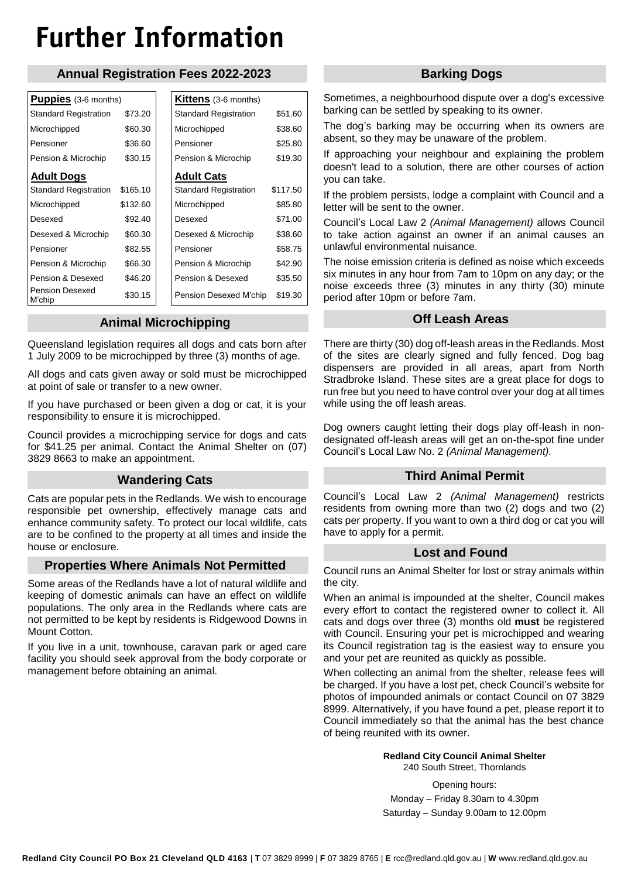# Further Information

## Annual Registration Fees 2022-2023

| **Puppies** (3-6 months) | | **Kittens** (3-6 months) | |
|---|---|---|---|
| Standard Registration | $73.20 | Standard Registration | $51.60 |
| Microchipped | $60.30 | Microchipped | $38.60 |
| Pensioner | $36.60 | Pensioner | $25.80 |
| Pension & Microchip | $30.15 | Pension & Microchip | $19.30 |
| **Adult Dogs** | | **Adult Cats** | |
| Standard Registration | $165.10 | Standard Registration | $117.50 |
| Microchipped | $132.60 | Microchipped | $85.80 |
| Desexed | $92.40 | Desexed | $71.00 |
| Desexed & Microchip | $60.30 | Desexed & Microchip | $38.60 |
| Pensioner | $82.55 | Pensioner | $58.75 |
| Pension & Microchip | $66.30 | Pension & Microchip | $42.90 |
| Pension & Desexed | $46.20 | Pension & Desexed | $35.50 |
| Pension Desexed M'chip | $30.15 | Pension Desexed M'chip | $19.30 |

## Animal Microchipping

Queensland legislation requires all dogs and cats born after 1 July 2009 to be microchipped by three (3) months of age.

All dogs and cats given away or sold must be microchipped at point of sale or transfer to a new owner.

If you have purchased or been given a dog or cat, it is your responsibility to ensure it is microchipped.

Council provides a microchipping service for dogs and cats for $41.25 per animal. Contact the Animal Shelter on (07) 3829 8663 to make an appointment.

## Wandering Cats

Cats are popular pets in the Redlands. We wish to encourage responsible pet ownership, effectively manage cats and enhance community safety. To protect our local wildlife, cats are to be confined to the property at all times and inside the house or enclosure.

## Properties Where Animals Not Permitted

Some areas of the Redlands have a lot of natural wildlife and keeping of domestic animals can have an effect on wildlife populations. The only area in the Redlands where cats are not permitted to be kept by residents is Ridgewood Downs in Mount Cotton.

If you live in a unit, townhouse, caravan park or aged care facility you should seek approval from the body corporate or management before obtaining an animal.

## Barking Dogs

Sometimes, a neighbourhood dispute over a dog's excessive barking can be settled by speaking to its owner.

The dog's barking may be occurring when its owners are absent, so they may be unaware of the problem.

If approaching your neighbour and explaining the problem doesn't lead to a solution, there are other courses of action you can take.

If the problem persists, lodge a complaint with Council and a letter will be sent to the owner.

Council's Local Law 2 *(Animal Management)* allows Council to take action against an owner if an animal causes an unlawful environmental nuisance.

The noise emission criteria is defined as noise which exceeds six minutes in any hour from 7am to 10pm on any day; or the noise exceeds three (3) minutes in any thirty (30) minute period after 10pm or before 7am.

## Off Leash Areas

There are thirty (30) dog off-leash areas in the Redlands. Most of the sites are clearly signed and fully fenced. Dog bag dispensers are provided in all areas, apart from North Stradbroke Island. These sites are a great place for dogs to run free but you need to have control over your dog at all times while using the off leash areas.

Dog owners caught letting their dogs play off-leash in non-designated off-leash areas will get an on-the-spot fine under Council's Local Law No. 2 *(Animal Management).*

## Third Animal Permit

Council's Local Law 2 *(Animal Management)* restricts residents from owning more than two (2) dogs and two (2) cats per property. If you want to own a third dog or cat you will have to apply for a permit.

## Lost and Found

Council runs an Animal Shelter for lost or stray animals within the city.

When an animal is impounded at the shelter, Council makes every effort to contact the registered owner to collect it. All cats and dogs over three (3) months old **must** be registered with Council. Ensuring your pet is microchipped and wearing its Council registration tag is the easiest way to ensure you and your pet are reunited as quickly as possible.

When collecting an animal from the shelter, release fees will be charged. If you have a lost pet, check Council's website for photos of impounded animals or contact Council on 07 3829 8999. Alternatively, if you have found a pet, please report it to Council immediately so that the animal has the best chance of being reunited with its owner.

**Redland City Council Animal Shelter**
240 South Street, Thornlands

Opening hours:
Monday – Friday 8.30am to 4.30pm
Saturday – Sunday 9.00am to 12.00pm

**Redland City Council PO Box 21 Cleveland QLD 4163** | **T** 07 3829 8999 | **F** 07 3829 8765 | **E** rcc@redland.qld.gov.au | **W** www.redland.qld.gov.au